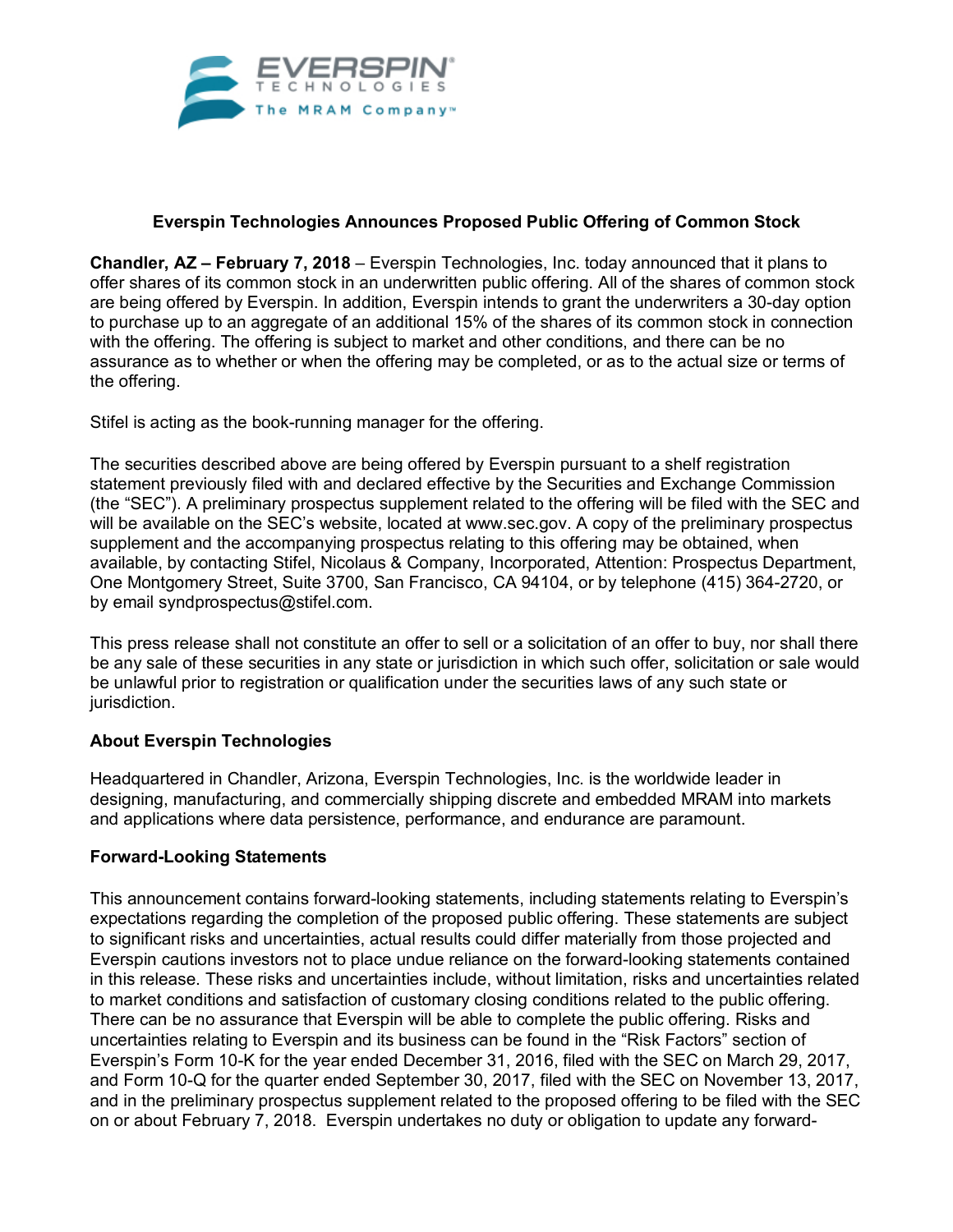# Everspin Technologies Announces Proposed Public Offering of Common Stock

**Chandler, AZ – February 7, 2018** – Everspin Technologies, Inc. today announced that it plans to offer shares of its common stock in an underwritten public offering. All of the shares of common stock are being offered by Everspin. In addition, Everspin intends to grant the underwriters a 30-day option to purchase up to an aggregate of an additional 15% of the shares of its common stock in connection with the offering. The offering is subject to market and other conditions, and there can be no assurance as to whether or when the offering may be completed, or as to the actual size or terms of the offering.

Stifel is acting as the book-running manager for the offering.

The securities described above are being offered by Everspin pursuant to a shelf registration statement previously filed with and declared effective by the Securities and Exchange Commission (the "SEC"). A preliminary prospectus supplement related to the offering will be filed with the SEC and will be available on the SEC's website, located at www.sec.gov. A copy of the preliminary prospectus supplement and the accompanying prospectus relating to this offering may be obtained, when available, by contacting Stifel, Nicolaus & Company, Incorporated, Attention: Prospectus Department, One Montgomery Street, Suite 3700, San Francisco, CA 94104, or by telephone (415) 364-2720, or by email syndprospectus@stifel.com.

This press release shall not constitute an offer to sell or a solicitation of an offer to buy, nor shall there be any sale of these securities in any state or jurisdiction in which such offer, solicitation or sale would be unlawful prior to registration or qualification under the securities laws of any such state or jurisdiction.

**About Everspin Technologies**

Headquartered in Chandler, Arizona, Everspin Technologies, Inc. is the worldwide leader in designing, manufacturing, and commercially shipping discrete and embedded MRAM into markets and applications where data persistence, performance, and endurance are paramount.

**Forward-Looking Statements**

This announcement contains forward-looking statements, including statements relating to Everspin's expectations regarding the completion of the proposed public offering. These statements are subject to significant risks and uncertainties, actual results could differ materially from those projected and Everspin cautions investors not to place undue reliance on the forward-looking statements contained in this release. These risks and uncertainties include, without limitation, risks and uncertainties related to market conditions and satisfaction of customary closing conditions related to the public offering. There can be no assurance that Everspin will be able to complete the public offering. Risks and uncertainties relating to Everspin and its business can be found in the "Risk Factors" section of Everspin's Form 10-K for the year ended December 31, 2016, filed with the SEC on March 29, 2017, and Form 10-Q for the quarter ended September 30, 2017, filed with the SEC on November 13, 2017, and in the preliminary prospectus supplement related to the proposed offering to be filed with the SEC on or about February 7, 2018. Everspin undertakes no duty or obligation to update any forward-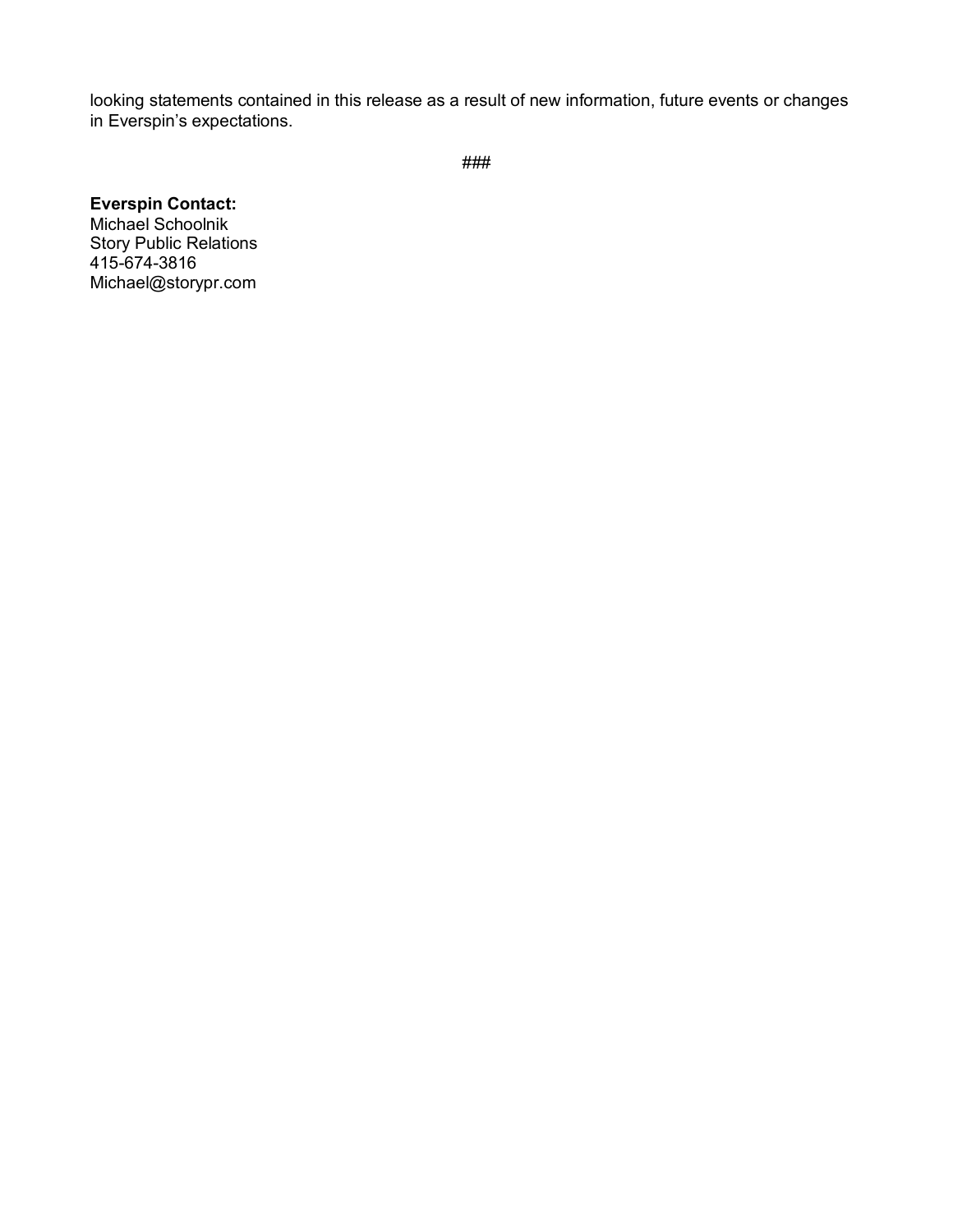looking statements contained in this release as a result of new information, future events or changes in Everspin's expectations.

###

**Everspin Contact:**
Michael Schoolnik
Story Public Relations
415-674-3816
Michael@storypr.com